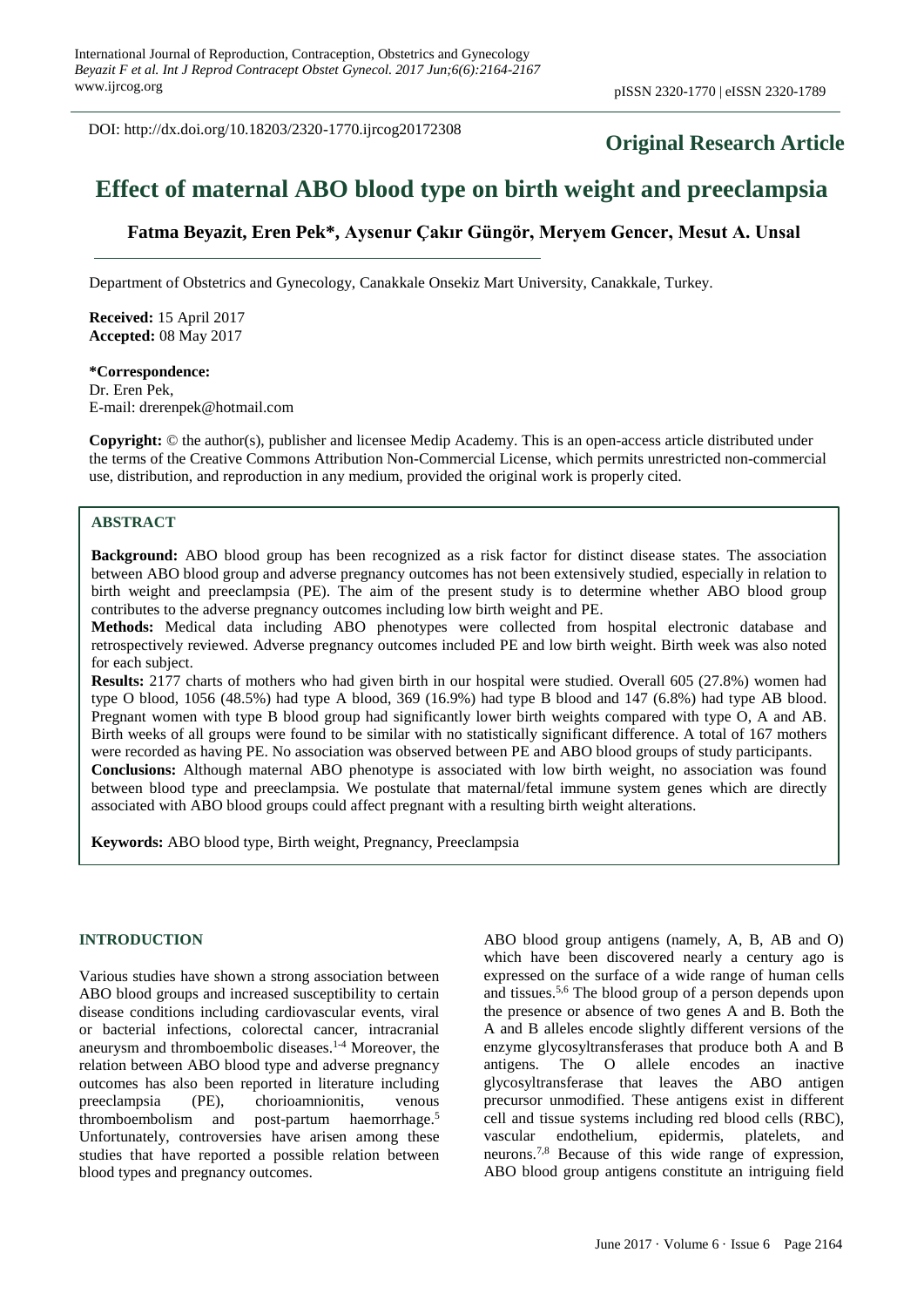DOI: http://dx.doi.org/10.18203/2320-1770.ijrcog20172308

**Original Research Article**

# Effect of maternal ABO blood type on birth weight and preeclampsia

**Fatma Beyazit, Eren Pek*, Aysenur Çakır Güngör, Meryem Gencer, Mesut A. Unsal**

Department of Obstetrics and Gynecology, Canakkale Onsekiz Mart University, Canakkale, Turkey.

**Received:** 15 April 2017
**Accepted:** 08 May 2017

**\*Correspondence:**
Dr. Eren Pek,
E-mail: drerenpek@hotmail.com

**Copyright:** © the author(s), publisher and licensee Medip Academy. This is an open-access article distributed under the terms of the Creative Commons Attribution Non-Commercial License, which permits unrestricted non-commercial use, distribution, and reproduction in any medium, provided the original work is properly cited.

## ABSTRACT

**Background:** ABO blood group has been recognized as a risk factor for distinct disease states. The association between ABO blood group and adverse pregnancy outcomes has not been extensively studied, especially in relation to birth weight and preeclampsia (PE). The aim of the present study is to determine whether ABO blood group contributes to the adverse pregnancy outcomes including low birth weight and PE.

**Methods:** Medical data including ABO phenotypes were collected from hospital electronic database and retrospectively reviewed. Adverse pregnancy outcomes included PE and low birth weight. Birth week was also noted for each subject.

**Results:** 2177 charts of mothers who had given birth in our hospital were studied. Overall 605 (27.8%) women had type O blood, 1056 (48.5%) had type A blood, 369 (16.9%) had type B blood and 147 (6.8%) had type AB blood. Pregnant women with type B blood group had significantly lower birth weights compared with type O, A and AB. Birth weeks of all groups were found to be similar with no statistically significant difference. A total of 167 mothers were recorded as having PE. No association was observed between PE and ABO blood groups of study participants.

**Conclusions:** Although maternal ABO phenotype is associated with low birth weight, no association was found between blood type and preeclampsia. We postulate that maternal/fetal immune system genes which are directly associated with ABO blood groups could affect pregnant with a resulting birth weight alterations.

**Keywords:** ABO blood type, Birth weight, Pregnancy, Preeclampsia

## INTRODUCTION

Various studies have shown a strong association between ABO blood groups and increased susceptibility to certain disease conditions including cardiovascular events, viral or bacterial infections, colorectal cancer, intracranial aneurysm and thromboembolic diseases.[1-4] Moreover, the relation between ABO blood type and adverse pregnancy outcomes has also been reported in literature including preeclampsia (PE), chorioamnionitis, venous thromboembolism and post-partum haemorrhage.[5] Unfortunately, controversies have arisen among these studies that have reported a possible relation between blood types and pregnancy outcomes.

ABO blood group antigens (namely, A, B, AB and O) which have been discovered nearly a century ago is expressed on the surface of a wide range of human cells and tissues.[5,6] The blood group of a person depends upon the presence or absence of two genes A and B. Both the A and B alleles encode slightly different versions of the enzyme glycosyltransferases that produce both A and B antigens. The O allele encodes an inactive glycosyltransferase that leaves the ABO antigen precursor unmodified. These antigens exist in different cell and tissue systems including red blood cells (RBC), vascular endothelium, epidermis, platelets, and neurons.[7,8] Because of this wide range of expression, ABO blood group antigens constitute an intriguing field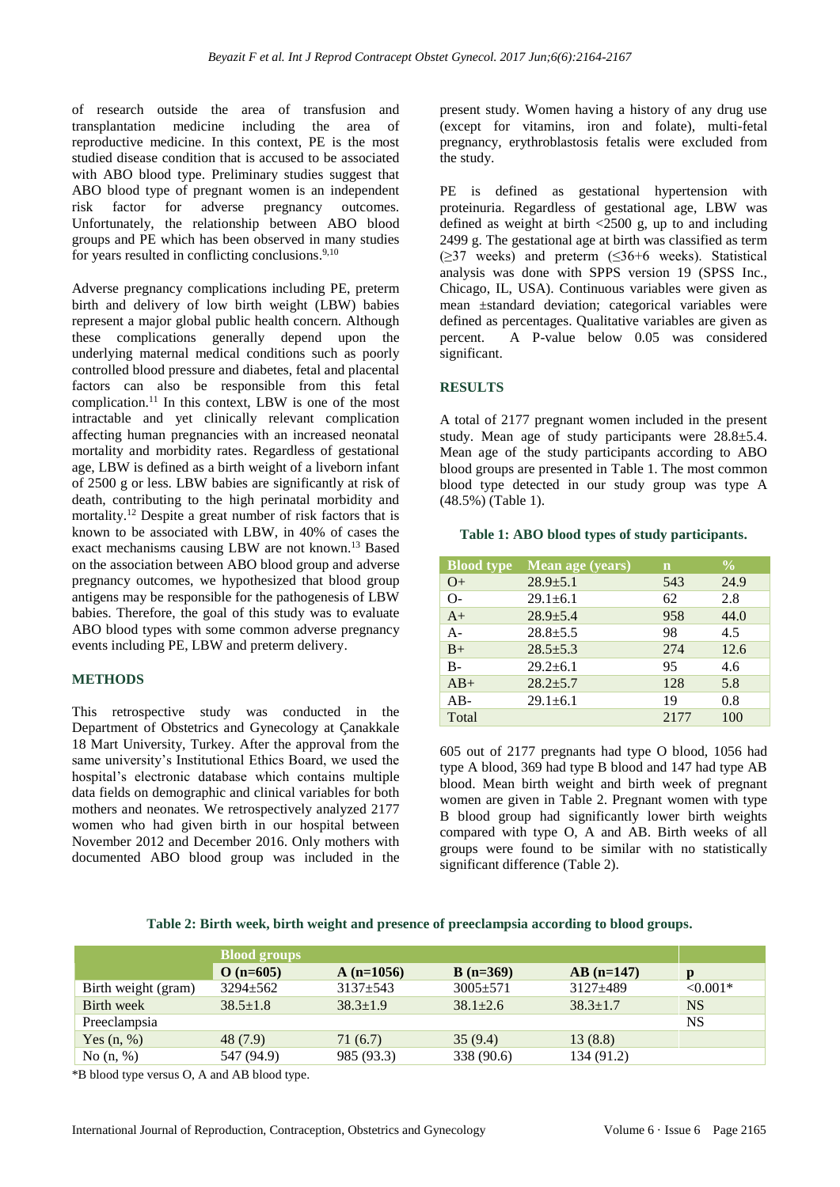of research outside the area of transfusion and transplantation medicine including the area of reproductive medicine. In this context, PE is the most studied disease condition that is accused to be associated with ABO blood type. Preliminary studies suggest that ABO blood type of pregnant women is an independent risk factor for adverse pregnancy outcomes. Unfortunately, the relationship between ABO blood groups and PE which has been observed in many studies for years resulted in conflicting conclusions.[9,10]

Adverse pregnancy complications including PE, preterm birth and delivery of low birth weight (LBW) babies represent a major global public health concern. Although these complications generally depend upon the underlying maternal medical conditions such as poorly controlled blood pressure and diabetes, fetal and placental factors can also be responsible from this fetal complication.[11] In this context, LBW is one of the most intractable and yet clinically relevant complication affecting human pregnancies with an increased neonatal mortality and morbidity rates. Regardless of gestational age, LBW is defined as a birth weight of a liveborn infant of 2500 g or less. LBW babies are significantly at risk of death, contributing to the high perinatal morbidity and mortality.[12] Despite a great number of risk factors that is known to be associated with LBW, in 40% of cases the exact mechanisms causing LBW are not known.[13] Based on the association between ABO blood group and adverse pregnancy outcomes, we hypothesized that blood group antigens may be responsible for the pathogenesis of LBW babies. Therefore, the goal of this study was to evaluate ABO blood types with some common adverse pregnancy events including PE, LBW and preterm delivery.

## METHODS

This retrospective study was conducted in the Department of Obstetrics and Gynecology at Çanakkale 18 Mart University, Turkey. After the approval from the same university's Institutional Ethics Board, we used the hospital's electronic database which contains multiple data fields on demographic and clinical variables for both mothers and neonates. We retrospectively analyzed 2177 women who had given birth in our hospital between November 2012 and December 2016. Only mothers with documented ABO blood group was included in the present study. Women having a history of any drug use (except for vitamins, iron and folate), multi-fetal pregnancy, erythroblastosis fetalis were excluded from the study.

PE is defined as gestational hypertension with proteinuria. Regardless of gestational age, LBW was defined as weight at birth <2500 g, up to and including 2499 g. The gestational age at birth was classified as term (≥37 weeks) and preterm (≤36+6 weeks). Statistical analysis was done with SPPS version 19 (SPSS Inc., Chicago, IL, USA). Continuous variables were given as mean ±standard deviation; categorical variables were defined as percentages. Qualitative variables are given as percent. A P-value below 0.05 was considered significant.

## RESULTS

A total of 2177 pregnant women included in the present study. Mean age of study participants were 28.8±5.4. Mean age of the study participants according to ABO blood groups are presented in Table 1. The most common blood type detected in our study group was type A (48.5%) (Table 1).

**Table 1: ABO blood types of study participants.**

| Blood type | Mean age (years) | n | % |
|---|---|---|---|
| O+ | 28.9±5.1 | 543 | 24.9 |
| O- | 29.1±6.1 | 62 | 2.8 |
| A+ | 28.9±5.4 | 958 | 44.0 |
| A- | 28.8±5.5 | 98 | 4.5 |
| B+ | 28.5±5.3 | 274 | 12.6 |
| B- | 29.2±6.1 | 95 | 4.6 |
| AB+ | 28.2±5.7 | 128 | 5.8 |
| AB- | 29.1±6.1 | 19 | 0.8 |
| Total | | 2177 | 100 |

605 out of 2177 pregnants had type O blood, 1056 had type A blood, 369 had type B blood and 147 had type AB blood. Mean birth weight and birth week of pregnant women are given in Table 2. Pregnant women with type B blood group had significantly lower birth weights compared with type O, A and AB. Birth weeks of all groups were found to be similar with no statistically significant difference (Table 2).

**Table 2: Birth week, birth weight and presence of preeclampsia according to blood groups.**

| | Blood groups | | | | |
|---|---|---|---|---|---|
| | **O (n=605)** | **A (n=1056)** | **B (n=369)** | **AB (n=147)** | **p** |
| Birth weight (gram) | 3294±562 | 3137±543 | 3005±571 | 3127±489 | <0.001* |
| Birth week | 38.5±1.8 | 38.3±1.9 | 38.1±2.6 | 38.3±1.7 | NS |
| Preeclampsia | | | | | NS |
| Yes (n, %) | 48 (7.9) | 71 (6.7) | 35 (9.4) | 13 (8.8) | |
| No (n, %) | 547 (94.9) | 985 (93.3) | 338 (90.6) | 134 (91.2) | |

*B blood type versus O, A and AB blood type.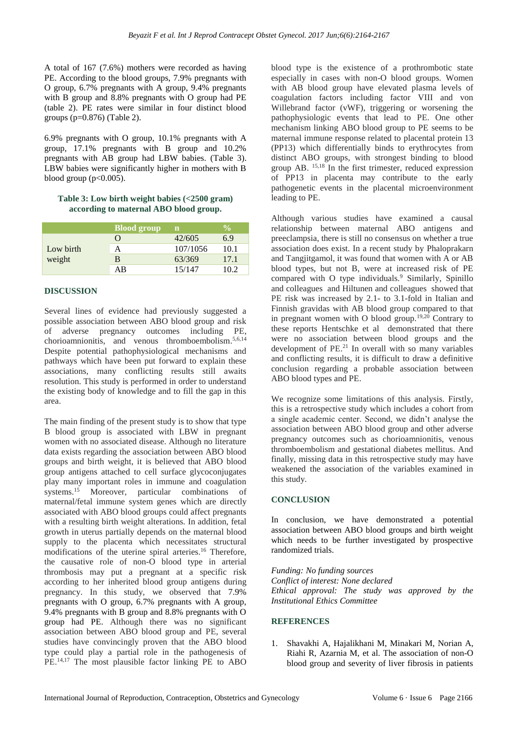A total of 167 (7.6%) mothers were recorded as having PE. According to the blood groups, 7.9% pregnants with O group, 6.7% pregnants with A group, 9.4% pregnants with B group and 8.8% pregnants with O group had PE (table 2). PE rates were similar in four distinct blood groups (p=0.876) (Table 2).

6.9% pregnants with O group, 10.1% pregnants with A group, 17.1% pregnants with B group and 10.2% pregnants with AB group had LBW babies. (Table 3). LBW babies were significantly higher in mothers with B blood group (p<0.005).

**Table 3: Low birth weight babies (<2500 gram) according to maternal ABO blood group.**

| | Blood group | n | % |
|---|---|---|---|
| Low birth weight | O | 42/605 | 6.9 |
| | A | 107/1056 | 10.1 |
| | B | 63/369 | 17.1 |
| | AB | 15/147 | 10.2 |

## DISCUSSION

Several lines of evidence had previously suggested a possible association between ABO blood group and risk of adverse pregnancy outcomes including PE, chorioamnionitis, and venous thromboembolism.[5,6,14] Despite potential pathophysiological mechanisms and pathways which have been put forward to explain these associations, many conflicting results still awaits resolution. This study is performed in order to understand the existing body of knowledge and to fill the gap in this area.

The main finding of the present study is to show that type B blood group is associated with LBW in pregnant women with no associated disease. Although no literature data exists regarding the association between ABO blood groups and birth weight, it is believed that ABO blood group antigens attached to cell surface glycoconjugates play many important roles in immune and coagulation systems.[15] Moreover, particular combinations of maternal/fetal immune system genes which are directly associated with ABO blood groups could affect pregnants with a resulting birth weight alterations. In addition, fetal growth in uterus partially depends on the maternal blood supply to the placenta which necessitates structural modifications of the uterine spiral arteries.[16] Therefore, the causative role of non-O blood type in arterial thrombosis may put a pregnant at a specific risk according to her inherited blood group antigens during pregnancy. In this study, we observed that 7.9% pregnants with O group, 6.7% pregnants with A group, 9.4% pregnants with B group and 8.8% pregnants with O group had PE. Although there was no significant association between ABO blood group and PE, several studies have convincingly proven that the ABO blood type could play a partial role in the pathogenesis of PE.[14,17] The most plausible factor linking PE to ABO blood type is the existence of a prothrombotic state especially in cases with non-O blood groups. Women with AB blood group have elevated plasma levels of coagulation factors including factor VIII and von Willebrand factor (vWF), triggering or worsening the pathophysiologic events that lead to PE. One other mechanism linking ABO blood group to PE seems to be maternal immune response related to placental protein 13 (PP13) which differentially binds to erythrocytes from distinct ABO groups, with strongest binding to blood group AB. [15,18] In the first trimester, reduced expression of PP13 in placenta may contribute to the early pathogenetic events in the placental microenvironment leading to PE.

Although various studies have examined a causal relationship between maternal ABO antigens and preeclampsia, there is still no consensus on whether a true association does exist. In a recent study by Phaloprakarn and Tangjitgamol, it was found that women with A or AB blood types, but not B, were at increased risk of PE compared with O type individuals.[9] Similarly, Spinillo and colleagues and Hiltunen and colleagues showed that PE risk was increased by 2.1- to 3.1-fold in Italian and Finnish gravidas with AB blood group compared to that in pregnant women with O blood group.[19,20] Contrary to these reports Hentschke et al demonstrated that there were no association between blood groups and the development of PE.[21] In overall with so many variables and conflicting results, it is difficult to draw a definitive conclusion regarding a probable association between ABO blood types and PE.

We recognize some limitations of this analysis. Firstly, this is a retrospective study which includes a cohort from a single academic center. Second, we didn't analyse the association between ABO blood group and other adverse pregnancy outcomes such as chorioamnionitis, venous thromboembolism and gestational diabetes mellitus. And finally, missing data in this retrospective study may have weakened the association of the variables examined in this study.

## CONCLUSION

In conclusion, we have demonstrated a potential association between ABO blood groups and birth weight which needs to be further investigated by prospective randomized trials.

*Funding: No funding sources*
*Conflict of interest: None declared*
*Ethical approval: The study was approved by the Institutional Ethics Committee*

## REFERENCES

1. Shavakhi A, Hajalikhani M, Minakari M, Norian A, Riahi R, Azarnia M, et al. The association of non-O blood group and severity of liver fibrosis in patients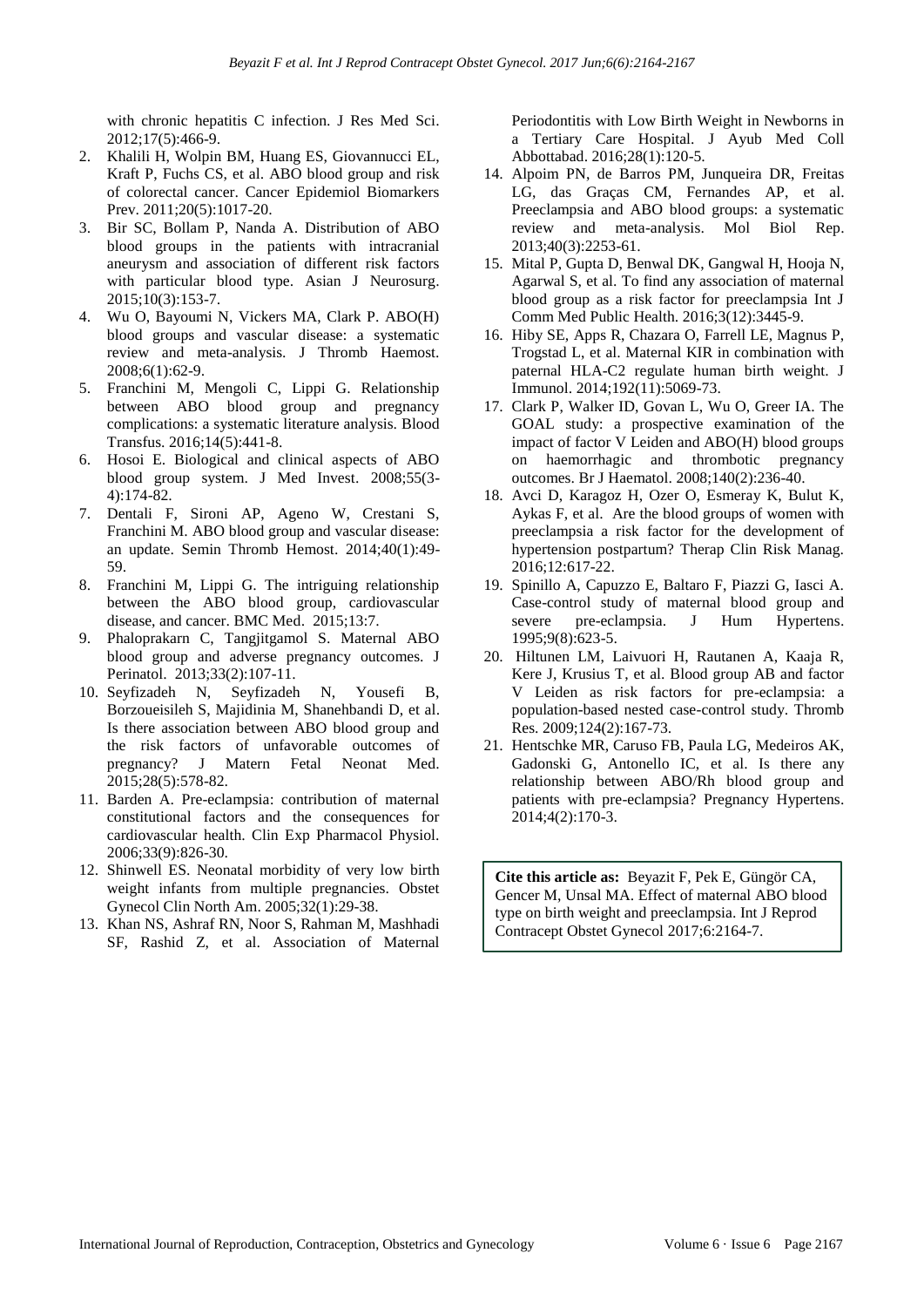with chronic hepatitis C infection. J Res Med Sci. 2012;17(5):466-9.

2. Khalili H, Wolpin BM, Huang ES, Giovannucci EL, Kraft P, Fuchs CS, et al. ABO blood group and risk of colorectal cancer. Cancer Epidemiol Biomarkers Prev. 2011;20(5):1017-20.
3. Bir SC, Bollam P, Nanda A. Distribution of ABO blood groups in the patients with intracranial aneurysm and association of different risk factors with particular blood type. Asian J Neurosurg. 2015;10(3):153-7.
4. Wu O, Bayoumi N, Vickers MA, Clark P. ABO(H) blood groups and vascular disease: a systematic review and meta-analysis. J Thromb Haemost. 2008;6(1):62-9.
5. Franchini M, Mengoli C, Lippi G. Relationship between ABO blood group and pregnancy complications: a systematic literature analysis. Blood Transfus. 2016;14(5):441-8.
6. Hosoi E. Biological and clinical aspects of ABO blood group system. J Med Invest. 2008;55(3-4):174-82.
7. Dentali F, Sironi AP, Ageno W, Crestani S, Franchini M. ABO blood group and vascular disease: an update. Semin Thromb Hemost. 2014;40(1):49-59.
8. Franchini M, Lippi G. The intriguing relationship between the ABO blood group, cardiovascular disease, and cancer. BMC Med. 2015;13:7.
9. Phaloprakarn C, Tangjitgamol S. Maternal ABO blood group and adverse pregnancy outcomes. J Perinatol. 2013;33(2):107-11.
10. Seyfizadeh N, Seyfizadeh N, Yousefi B, Borzoueisileh S, Majidinia M, Shanehbandi D, et al. Is there association between ABO blood group and the risk factors of unfavorable outcomes of pregnancy? J Matern Fetal Neonat Med. 2015;28(5):578-82.
11. Barden A. Pre-eclampsia: contribution of maternal constitutional factors and the consequences for cardiovascular health. Clin Exp Pharmacol Physiol. 2006;33(9):826-30.
12. Shinwell ES. Neonatal morbidity of very low birth weight infants from multiple pregnancies. Obstet Gynecol Clin North Am. 2005;32(1):29-38.
13. Khan NS, Ashraf RN, Noor S, Rahman M, Mashhadi SF, Rashid Z, et al. Association of Maternal Periodontitis with Low Birth Weight in Newborns in a Tertiary Care Hospital. J Ayub Med Coll Abbottabad. 2016;28(1):120-5.
14. Alpoim PN, de Barros PM, Junqueira DR, Freitas LG, das Graças CM, Fernandes AP, et al. Preeclampsia and ABO blood groups: a systematic review and meta-analysis. Mol Biol Rep. 2013;40(3):2253-61.
15. Mital P, Gupta D, Benwal DK, Gangwal H, Hooja N, Agarwal S, et al. To find any association of maternal blood group as a risk factor for preeclampsia Int J Comm Med Public Health. 2016;3(12):3445-9.
16. Hiby SE, Apps R, Chazara O, Farrell LE, Magnus P, Trogstad L, et al. Maternal KIR in combination with paternal HLA-C2 regulate human birth weight. J Immunol. 2014;192(11):5069-73.
17. Clark P, Walker ID, Govan L, Wu O, Greer IA. The GOAL study: a prospective examination of the impact of factor V Leiden and ABO(H) blood groups on haemorrhagic and thrombotic pregnancy outcomes. Br J Haematol. 2008;140(2):236-40.
18. Avci D, Karagoz H, Ozer O, Esmeray K, Bulut K, Aykas F, et al. Are the blood groups of women with preeclampsia a risk factor for the development of hypertension postpartum? Therap Clin Risk Manag. 2016;12:617-22.
19. Spinillo A, Capuzzo E, Baltaro F, Piazzi G, Iasci A. Case-control study of maternal blood group and severe pre-eclampsia. J Hum Hypertens. 1995;9(8):623-5.
20. Hiltunen LM, Laivuori H, Rautanen A, Kaaja R, Kere J, Krusius T, et al. Blood group AB and factor V Leiden as risk factors for pre-eclampsia: a population-based nested case-control study. Thromb Res. 2009;124(2):167-73.
21. Hentschke MR, Caruso FB, Paula LG, Medeiros AK, Gadonski G, Antonello IC, et al. Is there any relationship between ABO/Rh blood group and patients with pre-eclampsia? Pregnancy Hypertens. 2014;4(2):170-3.

**Cite this article as:** Beyazit F, Pek E, Güngör CA, Gencer M, Unsal MA. Effect of maternal ABO blood type on birth weight and preeclampsia. Int J Reprod Contracept Obstet Gynecol 2017;6:2164-7.